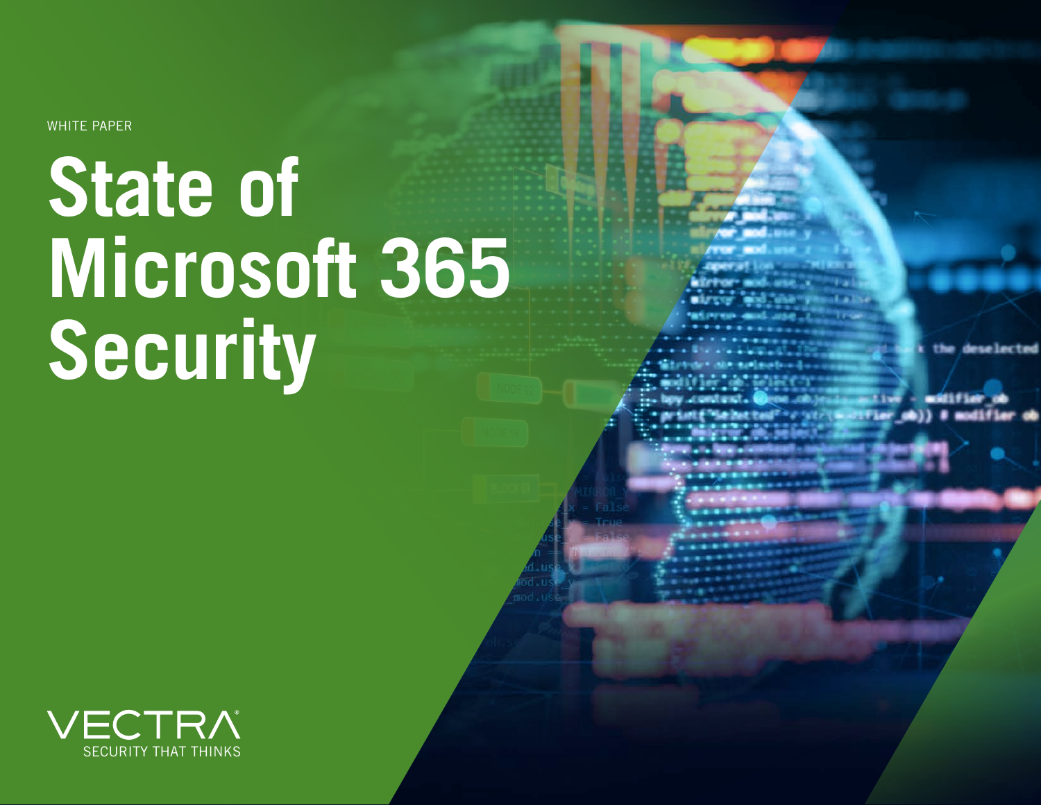WHITE PAPER

# State of Microsoft 365 Security

VECTRA®

SECURITY THAT THINKS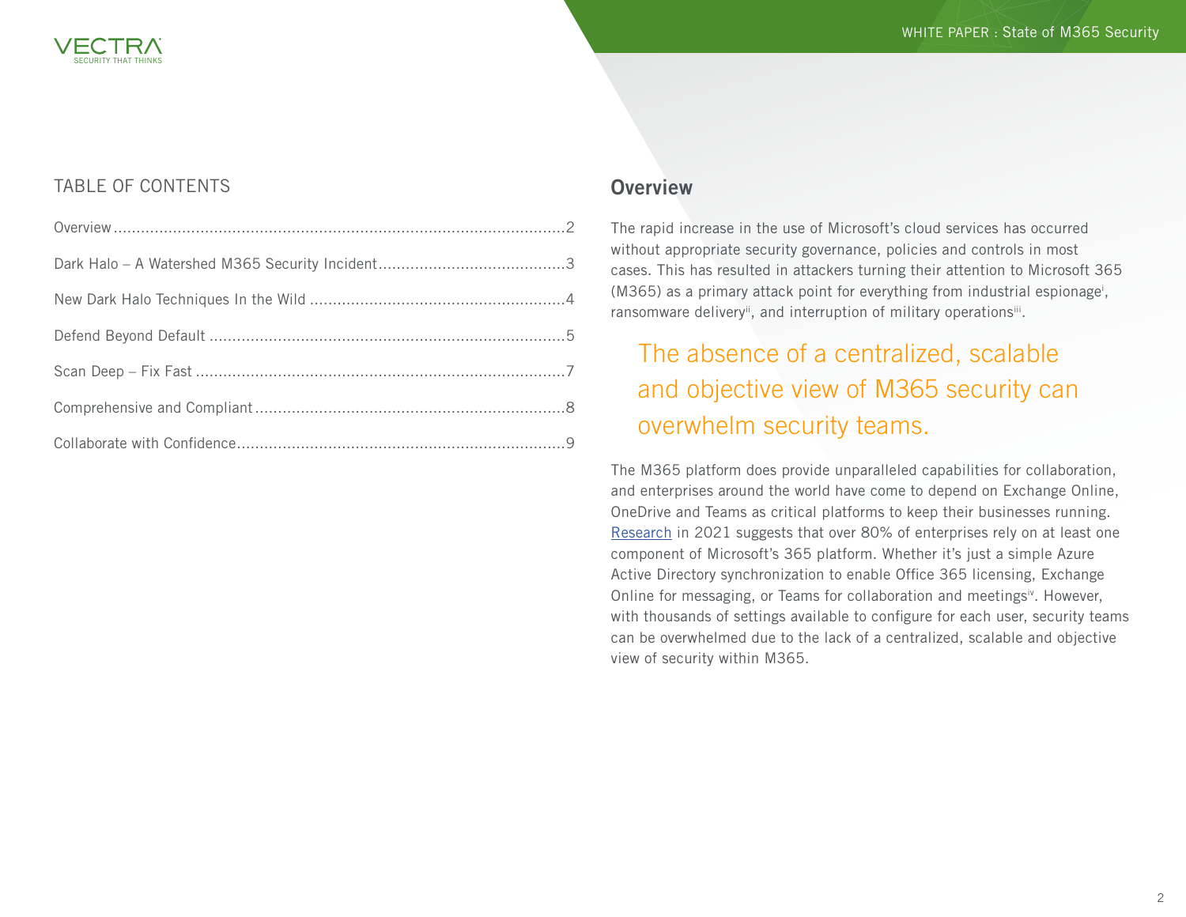## TABLE OF CONTENTS

Overview ................................................................................................2

Dark Halo – A Watershed M365 Security Incident........................................3

New Dark Halo Techniques In the Wild .......................................................4

Defend Beyond Default .............................................................................5

Scan Deep – Fix Fast ................................................................................7

Comprehensive and Compliant ...................................................................8

Collaborate with Confidence.......................................................................9

## Overview

The rapid increase in the use of Microsoft's cloud services has occurred without appropriate security governance, policies and controls in most cases. This has resulted in attackers turning their attention to Microsoft 365 (M365) as a primary attack point for everything from industrial espionage[i], ransomware delivery[ii], and interruption of military operations[iii].

> The absence of a centralized, scalable and objective view of M365 security can overwhelm security teams.

The M365 platform does provide unparalleled capabilities for collaboration, and enterprises around the world have come to depend on Exchange Online, OneDrive and Teams as critical platforms to keep their businesses running. Research in 2021 suggests that over 80% of enterprises rely on at least one component of Microsoft's 365 platform. Whether it's just a simple Azure Active Directory synchronization to enable Office 365 licensing, Exchange Online for messaging, or Teams for collaboration and meetings[iv]. However, with thousands of settings available to configure for each user, security teams can be overwhelmed due to the lack of a centralized, scalable and objective view of security within M365.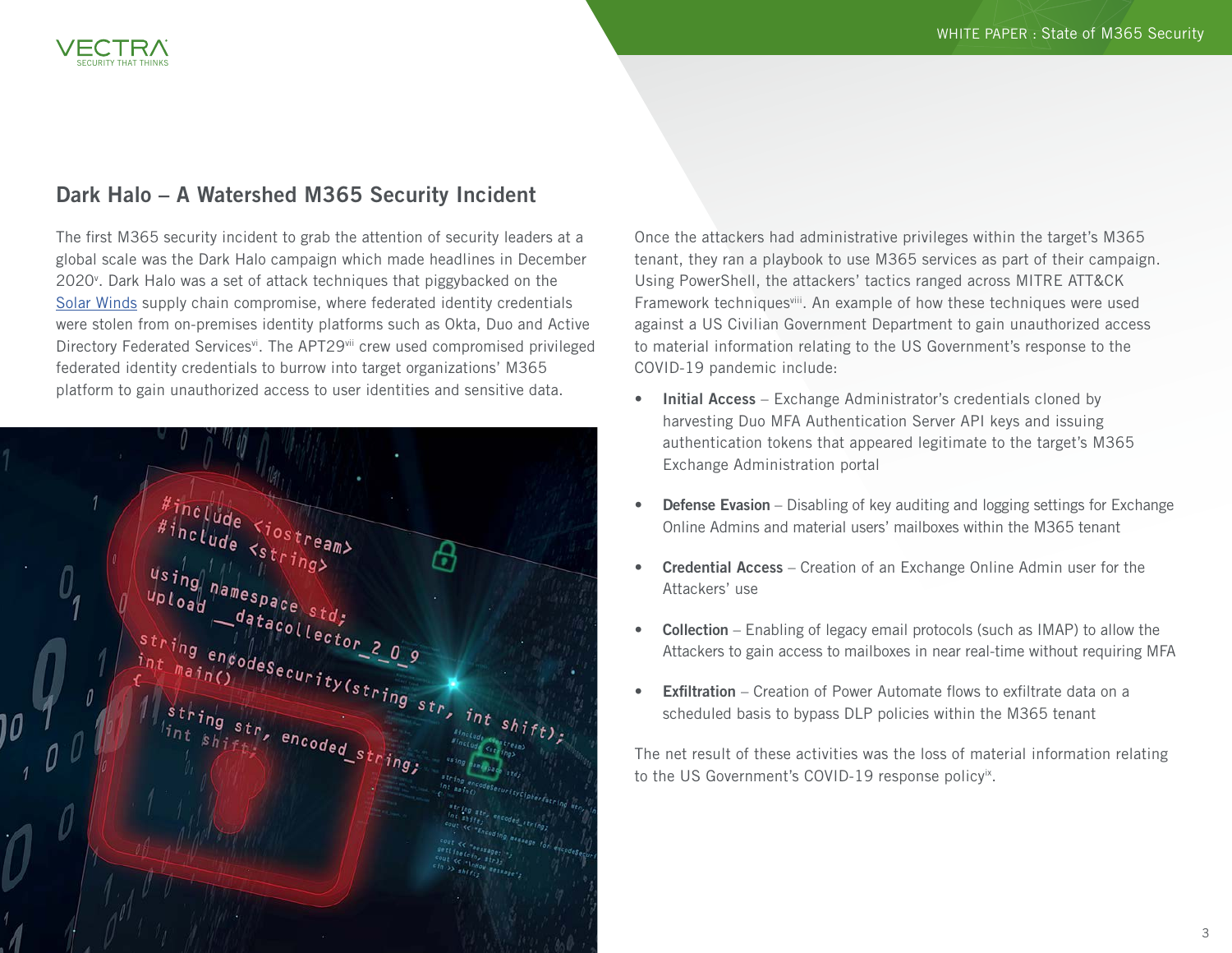## Dark Halo – A Watershed M365 Security Incident

The first M365 security incident to grab the attention of security leaders at a global scale was the Dark Halo campaign which made headlines in December 2020[v]. Dark Halo was a set of attack techniques that piggybacked on the [Solar Winds](Solar Winds) supply chain compromise, where federated identity credentials were stolen from on-premises identity platforms such as Okta, Duo and Active Directory Federated Services[vi]. The APT29[vii] crew used compromised privileged federated identity credentials to burrow into target organizations' M365 platform to gain unauthorized access to user identities and sensitive data.

Once the attackers had administrative privileges within the target's M365 tenant, they ran a playbook to use M365 services as part of their campaign. Using PowerShell, the attackers' tactics ranged across MITRE ATT&CK Framework techniques[viii]. An example of how these techniques were used against a US Civilian Government Department to gain unauthorized access to material information relating to the US Government's response to the COVID-19 pandemic include:

- **Initial Access** – Exchange Administrator's credentials cloned by harvesting Duo MFA Authentication Server API keys and issuing authentication tokens that appeared legitimate to the target's M365 Exchange Administration portal
- **Defense Evasion** – Disabling of key auditing and logging settings for Exchange Online Admins and material users' mailboxes within the M365 tenant
- **Credential Access** – Creation of an Exchange Online Admin user for the Attackers' use
- **Collection** – Enabling of legacy email protocols (such as IMAP) to allow the Attackers to gain access to mailboxes in near real-time without requiring MFA
- **Exfiltration** – Creation of Power Automate flows to exfiltrate data on a scheduled basis to bypass DLP policies within the M365 tenant

The net result of these activities was the loss of material information relating to the US Government's COVID-19 response policy[ix].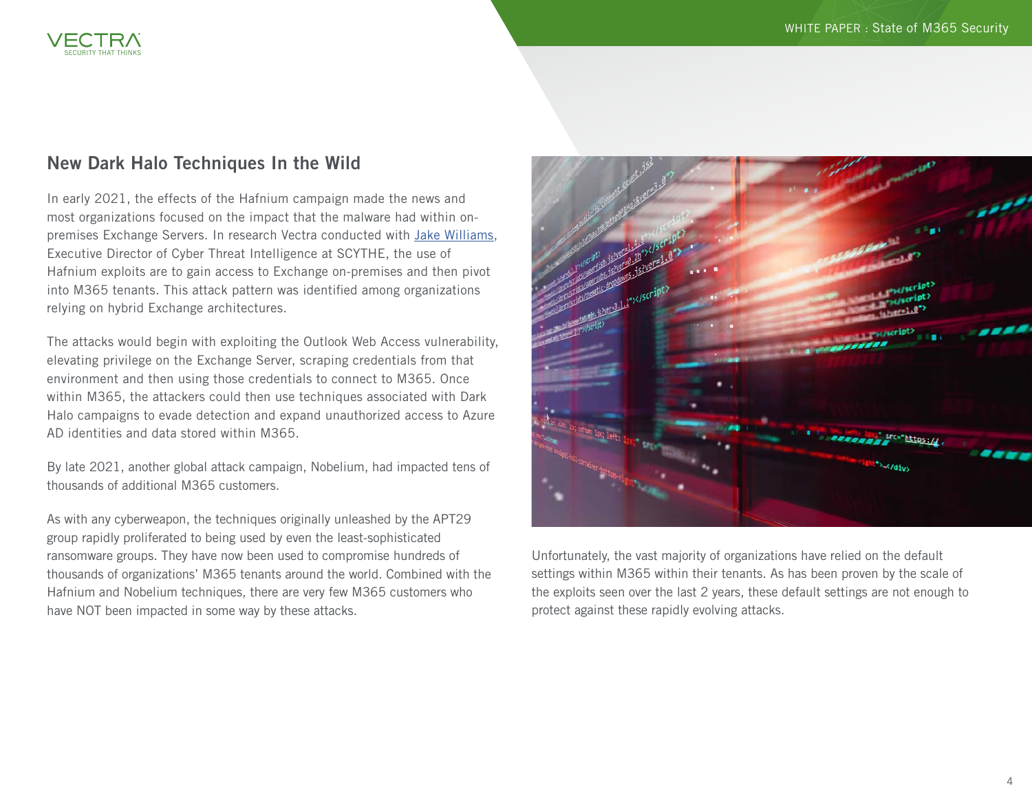## New Dark Halo Techniques In the Wild

In early 2021, the effects of the Hafnium campaign made the news and most organizations focused on the impact that the malware had within on-premises Exchange Servers. In research Vectra conducted with Jake Williams, Executive Director of Cyber Threat Intelligence at SCYTHE, the use of Hafnium exploits are to gain access to Exchange on-premises and then pivot into M365 tenants. This attack pattern was identified among organizations relying on hybrid Exchange architectures.

The attacks would begin with exploiting the Outlook Web Access vulnerability, elevating privilege on the Exchange Server, scraping credentials from that environment and then using those credentials to connect to M365. Once within M365, the attackers could then use techniques associated with Dark Halo campaigns to evade detection and expand unauthorized access to Azure AD identities and data stored within M365.

By late 2021, another global attack campaign, Nobelium, had impacted tens of thousands of additional M365 customers.

As with any cyberweapon, the techniques originally unleashed by the APT29 group rapidly proliferated to being used by even the least-sophisticated ransomware groups. They have now been used to compromise hundreds of thousands of organizations' M365 tenants around the world. Combined with the Hafnium and Nobelium techniques, there are very few M365 customers who have NOT been impacted in some way by these attacks.

Unfortunately, the vast majority of organizations have relied on the default settings within M365 within their tenants. As has been proven by the scale of the exploits seen over the last 2 years, these default settings are not enough to protect against these rapidly evolving attacks.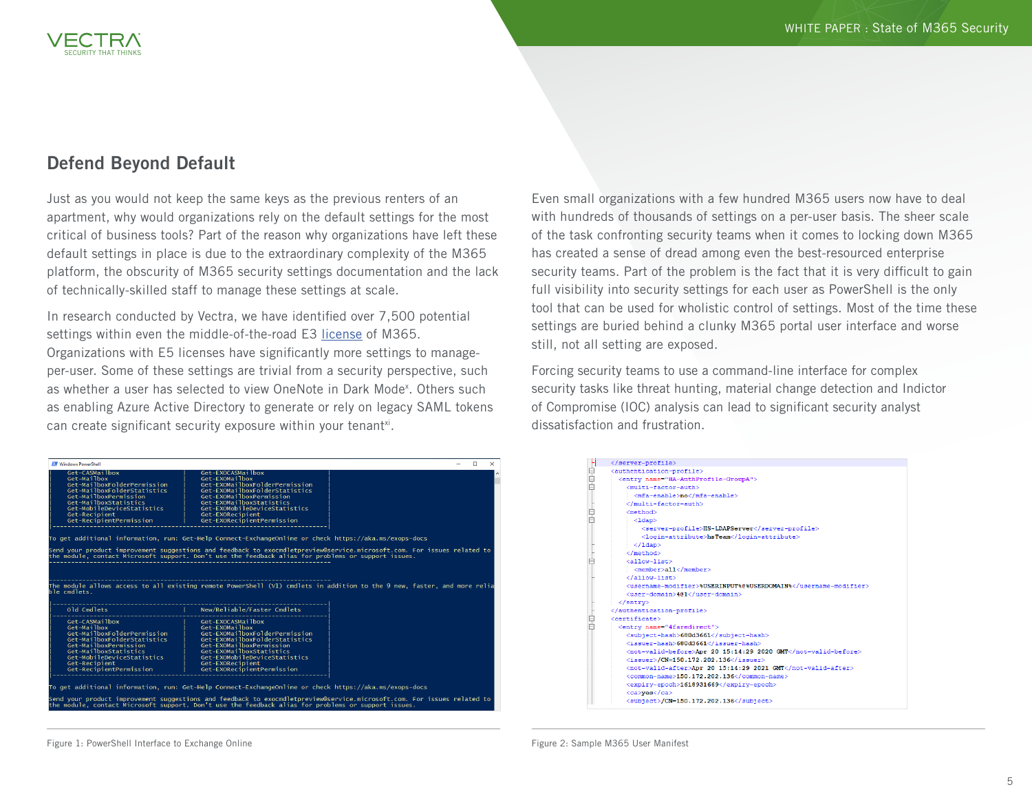## Defend Beyond Default

Just as you would not keep the same keys as the previous renters of an apartment, why would organizations rely on the default settings for the most critical of business tools? Part of the reason why organizations have left these default settings in place is due to the extraordinary complexity of the M365 platform, the obscurity of M365 security settings documentation and the lack of technically-skilled staff to manage these settings at scale.

In research conducted by Vectra, we have identified over 7,500 potential settings within even the middle-of-the-road E3 license of M365. Organizations with E5 licenses have significantly more settings to manage-per-user. Some of these settings are trivial from a security perspective, such as whether a user has selected to view OneNote in Dark Mode[x]. Others such as enabling Azure Active Directory to generate or rely on legacy SAML tokens can create significant security exposure within your tenant[xi].

Even small organizations with a few hundred M365 users now have to deal with hundreds of thousands of settings on a per-user basis. The sheer scale of the task confronting security teams when it comes to locking down M365 has created a sense of dread among even the best-resourced enterprise security teams. Part of the problem is the fact that it is very difficult to gain full visibility into security settings for each user as PowerShell is the only tool that can be used for wholistic control of settings. Most of the time these settings are buried behind a clunky M365 portal user interface and worse still, not all setting are exposed.

Forcing security teams to use a command-line interface for complex security tasks like threat hunting, material change detection and Indictor of Compromise (IOC) analysis can lead to significant security analyst dissatisfaction and frustration.

Figure 1: PowerShell Interface to Exchange Online

Figure 2: Sample M365 User Manifest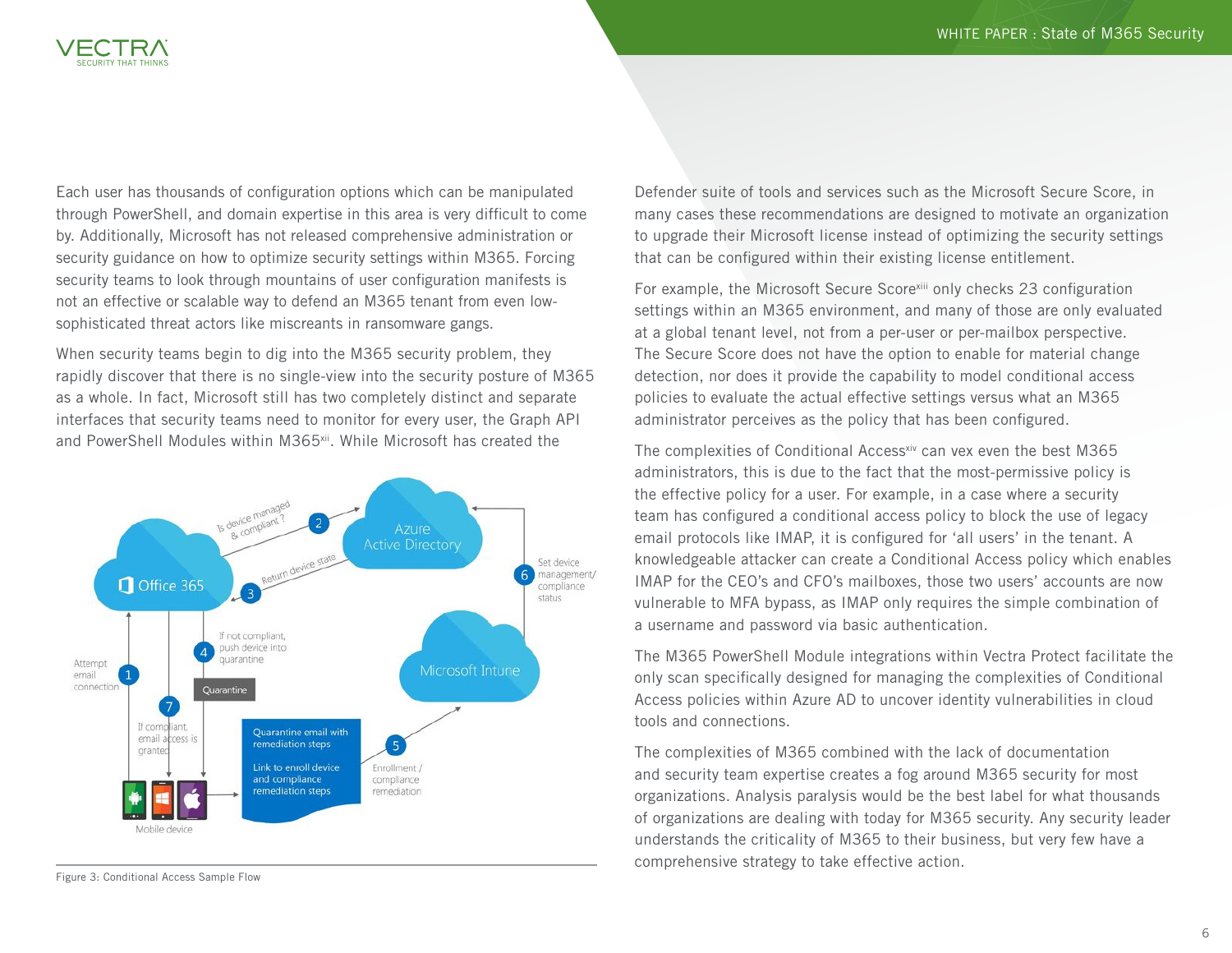Each user has thousands of configuration options which can be manipulated through PowerShell, and domain expertise in this area is very difficult to come by. Additionally, Microsoft has not released comprehensive administration or security guidance on how to optimize security settings within M365. Forcing security teams to look through mountains of user configuration manifests is not an effective or scalable way to defend an M365 tenant from even low-sophisticated threat actors like miscreants in ransomware gangs.

When security teams begin to dig into the M365 security problem, they rapidly discover that there is no single-view into the security posture of M365 as a whole. In fact, Microsoft still has two completely distinct and separate interfaces that security teams need to monitor for every user, the Graph API and PowerShell Modules within M365[xii]. While Microsoft has created the Defender suite of tools and services such as the Microsoft Secure Score, in many cases these recommendations are designed to motivate an organization to upgrade their Microsoft license instead of optimizing the security settings that can be configured within their existing license entitlement.

Figure 3: Conditional Access Sample Flow

For example, the Microsoft Secure Score[xiii] only checks 23 configuration settings within an M365 environment, and many of those are only evaluated at a global tenant level, not from a per-user or per-mailbox perspective. The Secure Score does not have the option to enable for material change detection, nor does it provide the capability to model conditional access policies to evaluate the actual effective settings versus what an M365 administrator perceives as the policy that has been configured.

The complexities of Conditional Access[xiv] can vex even the best M365 administrators, this is due to the fact that the most-permissive policy is the effective policy for a user. For example, in a case where a security team has configured a conditional access policy to block the use of legacy email protocols like IMAP, it is configured for 'all users' in the tenant. A knowledgeable attacker can create a Conditional Access policy which enables IMAP for the CEO's and CFO's mailboxes, those two users' accounts are now vulnerable to MFA bypass, as IMAP only requires the simple combination of a username and password via basic authentication.

The M365 PowerShell Module integrations within Vectra Protect facilitate the only scan specifically designed for managing the complexities of Conditional Access policies within Azure AD to uncover identity vulnerabilities in cloud tools and connections.

The complexities of M365 combined with the lack of documentation and security team expertise creates a fog around M365 security for most organizations. Analysis paralysis would be the best label for what thousands of organizations are dealing with today for M365 security. Any security leader understands the criticality of M365 to their business, but very few have a comprehensive strategy to take effective action.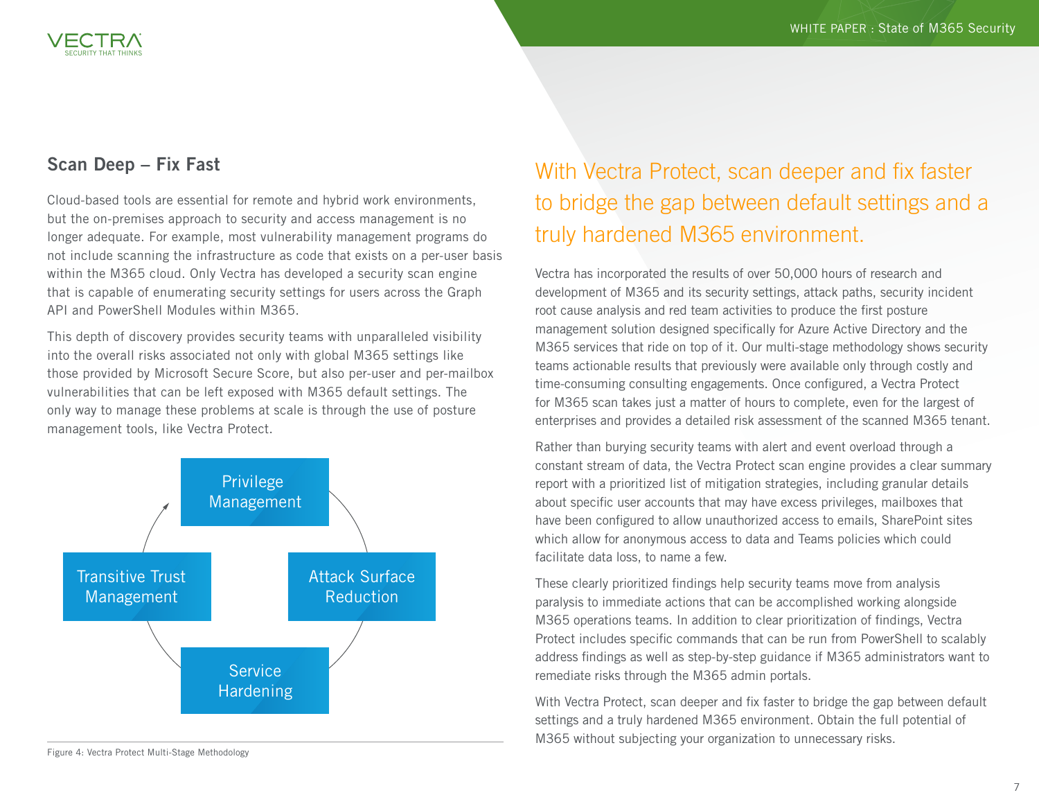## Scan Deep – Fix Fast

Cloud-based tools are essential for remote and hybrid work environments, but the on-premises approach to security and access management is no longer adequate. For example, most vulnerability management programs do not include scanning the infrastructure as code that exists on a per-user basis within the M365 cloud. Only Vectra has developed a security scan engine that is capable of enumerating security settings for users across the Graph API and PowerShell Modules within M365.

This depth of discovery provides security teams with unparalleled visibility into the overall risks associated not only with global M365 settings like those provided by Microsoft Secure Score, but also per-user and per-mailbox vulnerabilities that can be left exposed with M365 default settings. The only way to manage these problems at scale is through the use of posture management tools, like Vectra Protect.

Privilege Management

Attack Surface Reduction

Service Hardening

Transitive Trust Management

Figure 4: Vectra Protect Multi-Stage Methodology

## With Vectra Protect, scan deeper and fix faster to bridge the gap between default settings and a truly hardened M365 environment.

Vectra has incorporated the results of over 50,000 hours of research and development of M365 and its security settings, attack paths, security incident root cause analysis and red team activities to produce the first posture management solution designed specifically for Azure Active Directory and the M365 services that ride on top of it. Our multi-stage methodology shows security teams actionable results that previously were available only through costly and time-consuming consulting engagements. Once configured, a Vectra Protect for M365 scan takes just a matter of hours to complete, even for the largest of enterprises and provides a detailed risk assessment of the scanned M365 tenant.

Rather than burying security teams with alert and event overload through a constant stream of data, the Vectra Protect scan engine provides a clear summary report with a prioritized list of mitigation strategies, including granular details about specific user accounts that may have excess privileges, mailboxes that have been configured to allow unauthorized access to emails, SharePoint sites which allow for anonymous access to data and Teams policies which could facilitate data loss, to name a few.

These clearly prioritized findings help security teams move from analysis paralysis to immediate actions that can be accomplished working alongside M365 operations teams. In addition to clear prioritization of findings, Vectra Protect includes specific commands that can be run from PowerShell to scalably address findings as well as step-by-step guidance if M365 administrators want to remediate risks through the M365 admin portals.

With Vectra Protect, scan deeper and fix faster to bridge the gap between default settings and a truly hardened M365 environment. Obtain the full potential of M365 without subjecting your organization to unnecessary risks.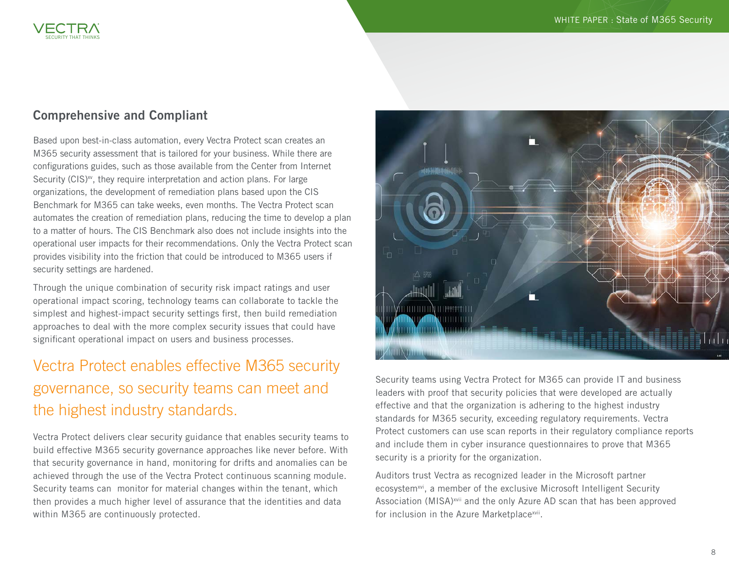## Comprehensive and Compliant

Based upon best-in-class automation, every Vectra Protect scan creates an M365 security assessment that is tailored for your business. While there are configurations guides, such as those available from the Center from Internet Security (CIS)[xv], they require interpretation and action plans. For large organizations, the development of remediation plans based upon the CIS Benchmark for M365 can take weeks, even months. The Vectra Protect scan automates the creation of remediation plans, reducing the time to develop a plan to a matter of hours. The CIS Benchmark also does not include insights into the operational user impacts for their recommendations. Only the Vectra Protect scan provides visibility into the friction that could be introduced to M365 users if security settings are hardened.

Through the unique combination of security risk impact ratings and user operational impact scoring, technology teams can collaborate to tackle the simplest and highest-impact security settings first, then build remediation approaches to deal with the more complex security issues that could have significant operational impact on users and business processes.

Vectra Protect enables effective M365 security governance, so security teams can meet and the highest industry standards.

Vectra Protect delivers clear security guidance that enables security teams to build effective M365 security governance approaches like never before. With that security governance in hand, monitoring for drifts and anomalies can be achieved through the use of the Vectra Protect continuous scanning module. Security teams can monitor for material changes within the tenant, which then provides a much higher level of assurance that the identities and data within M365 are continuously protected.

Security teams using Vectra Protect for M365 can provide IT and business leaders with proof that security policies that were developed are actually effective and that the organization is adhering to the highest industry standards for M365 security, exceeding regulatory requirements. Vectra Protect customers can use scan reports in their regulatory compliance reports and include them in cyber insurance questionnaires to prove that M365 security is a priority for the organization.

Auditors trust Vectra as recognized leader in the Microsoft partner ecosystem[xvi], a member of the exclusive Microsoft Intelligent Security Association (MISA)[xvii] and the only Azure AD scan that has been approved for inclusion in the Azure Marketplace[xvii].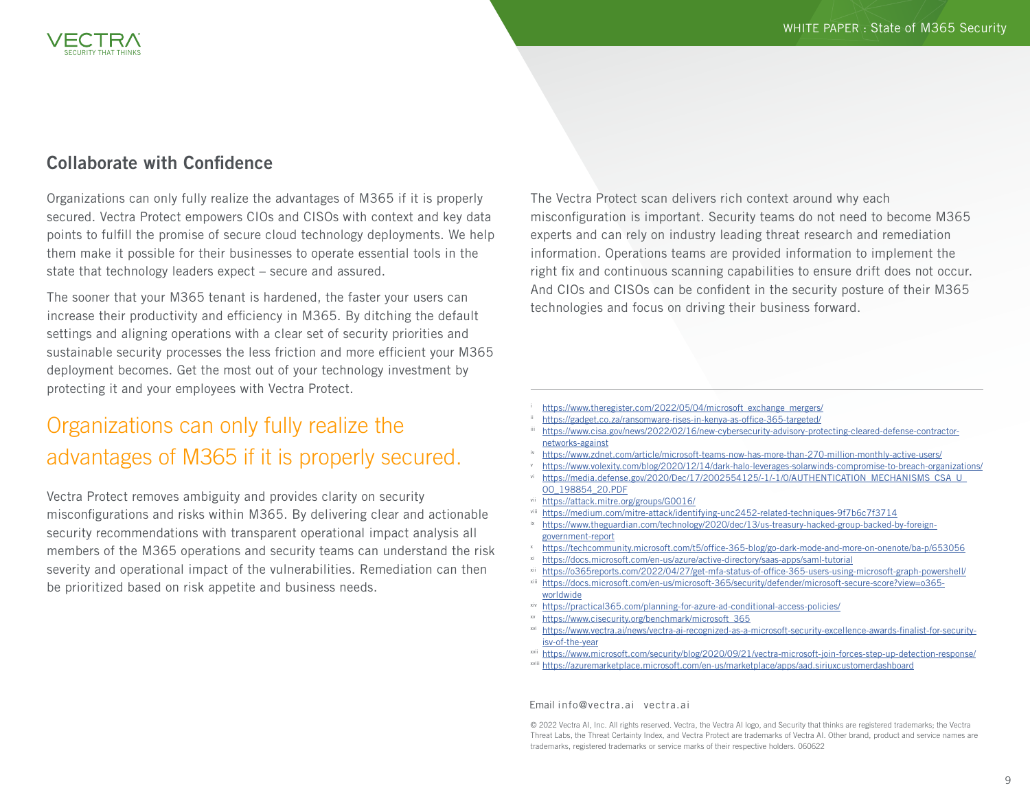## Collaborate with Confidence

Organizations can only fully realize the advantages of M365 if it is properly secured. Vectra Protect empowers CIOs and CISOs with context and key data points to fulfill the promise of secure cloud technology deployments. We help them make it possible for their businesses to operate essential tools in the state that technology leaders expect – secure and assured.

The sooner that your M365 tenant is hardened, the faster your users can increase their productivity and efficiency in M365. By ditching the default settings and aligning operations with a clear set of security priorities and sustainable security processes the less friction and more efficient your M365 deployment becomes. Get the most out of your technology investment by protecting it and your employees with Vectra Protect.

> Organizations can only fully realize the advantages of M365 if it is properly secured.

Vectra Protect removes ambiguity and provides clarity on security misconfigurations and risks within M365. By delivering clear and actionable security recommendations with transparent operational impact analysis all members of the M365 operations and security teams can understand the risk severity and operational impact of the vulnerabilities. Remediation can then be prioritized based on risk appetite and business needs.

The Vectra Protect scan delivers rich context around why each misconfiguration is important. Security teams do not need to become M365 experts and can rely on industry leading threat research and remediation information. Operations teams are provided information to implement the right fix and continuous scanning capabilities to ensure drift does not occur. And CIOs and CISOs can be confident in the security posture of their M365 technologies and focus on driving their business forward.

---

[i] https://www.theregister.com/2022/05/04/microsoft_exchange_mergers/
[ii] https://gadget.co.za/ransomware-rises-in-kenya-as-office-365-targeted/
[iii] https://www.cisa.gov/news/2022/02/16/new-cybersecurity-advisory-protecting-cleared-defense-contractor-networks-against
[iv] https://www.zdnet.com/article/microsoft-teams-now-has-more-than-270-million-monthly-active-users/
[v] https://www.volexity.com/blog/2020/12/14/dark-halo-leverages-solarwinds-compromise-to-breach-organizations/
[vi] https://media.defense.gov/2020/Dec/17/2002554125/-1/-1/0/AUTHENTICATION_MECHANISMS_CSA_U_OO_198854_20.PDF
[vii] https://attack.mitre.org/groups/G0016/
[viii] https://medium.com/mitre-attack/identifying-unc2452-related-techniques-9f7b6c7f3714
[ix] https://www.theguardian.com/technology/2020/dec/13/us-treasury-hacked-group-backed-by-foreign-government-report
[x] https://techcommunity.microsoft.com/t5/office-365-blog/go-dark-mode-and-more-on-onenote/ba-p/653056
[xi] https://docs.microsoft.com/en-us/azure/active-directory/saas-apps/saml-tutorial
[xii] https://o365reports.com/2022/04/27/get-mfa-status-of-office-365-users-using-microsoft-graph-powershell/
[xiii] https://docs.microsoft.com/en-us/microsoft-365/security/defender/microsoft-secure-score?view=o365-worldwide
[xiv] https://practical365.com/planning-for-azure-ad-conditional-access-policies/
[xv] https://www.cisecurity.org/benchmark/microsoft_365
[xvi] https://www.vectra.ai/news/vectra-ai-recognized-as-a-microsoft-security-excellence-awards-finalist-for-security-isv-of-the-year
[xvii] https://www.microsoft.com/security/blog/2020/09/21/vectra-microsoft-join-forces-step-up-detection-response/
[xviii] https://azuremarketplace.microsoft.com/en-us/marketplace/apps/aad.siriuxcustomerdashboard

Email info@vectra.ai vectra.ai

© 2022 Vectra AI, Inc. All rights reserved. Vectra, the Vectra AI logo, and Security that thinks are registered trademarks; the Vectra Threat Labs, the Threat Certainty Index, and Vectra Protect are trademarks of Vectra AI. Other brand, product and service names are trademarks, registered trademarks or service marks of their respective holders. 060622